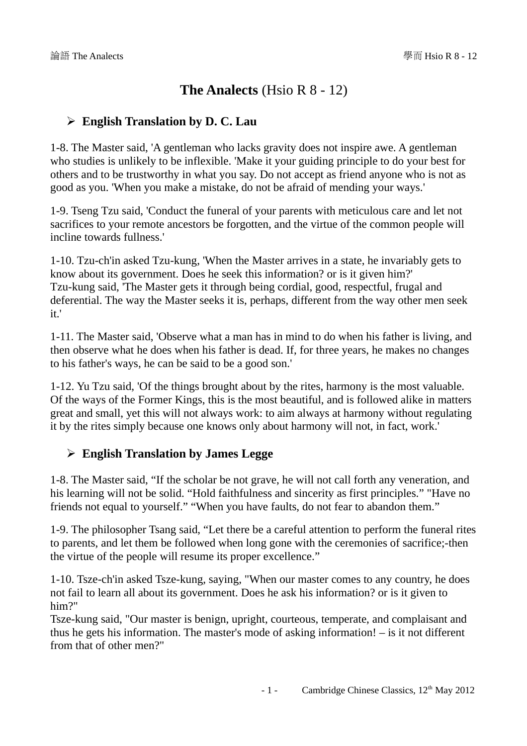# **The Analects** (Hsio R 8 - 12)

## English Translation by D. C. Lau

1-8. The Master said, 'A gentleman who lacks gravity does not inspire awe. A gentleman who studies is unlikely to be inflexible. 'Make it your guiding principle to do your best for others and to be trustworthy in what you say. Do not accept as friend anyone who is not as good as you. 'When you make a mistake, do not be afraid of mending your ways.'

1-9. Tseng Tzu said, 'Conduct the funeral of your parents with meticulous care and let not sacrifices to your remote ancestors be forgotten, and the virtue of the common people will incline towards fullness.'

1-10. Tzu-ch'in asked Tzu-kung, 'When the Master arrives in a state, he invariably gets to know about its government. Does he seek this information? or is it given him?'
Tzu-kung said, 'The Master gets it through being cordial, good, respectful, frugal and deferential. The way the Master seeks it is, perhaps, different from the way other men seek it.'

1-11. The Master said, 'Observe what a man has in mind to do when his father is living, and then observe what he does when his father is dead. If, for three years, he makes no changes to his father's ways, he can be said to be a good son.'

1-12. Yu Tzu said, 'Of the things brought about by the rites, harmony is the most valuable. Of the ways of the Former Kings, this is the most beautiful, and is followed alike in matters great and small, yet this will not always work: to aim always at harmony without regulating it by the rites simply because one knows only about harmony will not, in fact, work.'

## English Translation by James Legge

1-8. The Master said, "If the scholar be not grave, he will not call forth any veneration, and his learning will not be solid. "Hold faithfulness and sincerity as first principles." "Have no friends not equal to yourself." "When you have faults, do not fear to abandon them."

1-9. The philosopher Tsang said, "Let there be a careful attention to perform the funeral rites to parents, and let them be followed when long gone with the ceremonies of sacrifice;-then the virtue of the people will resume its proper excellence."

1-10. Tsze-ch'in asked Tsze-kung, saying, "When our master comes to any country, he does not fail to learn all about its government. Does he ask his information? or is it given to him?"
Tsze-kung said, "Our master is benign, upright, courteous, temperate, and complaisant and thus he gets his information. The master's mode of asking information! – is it not different from that of other men?"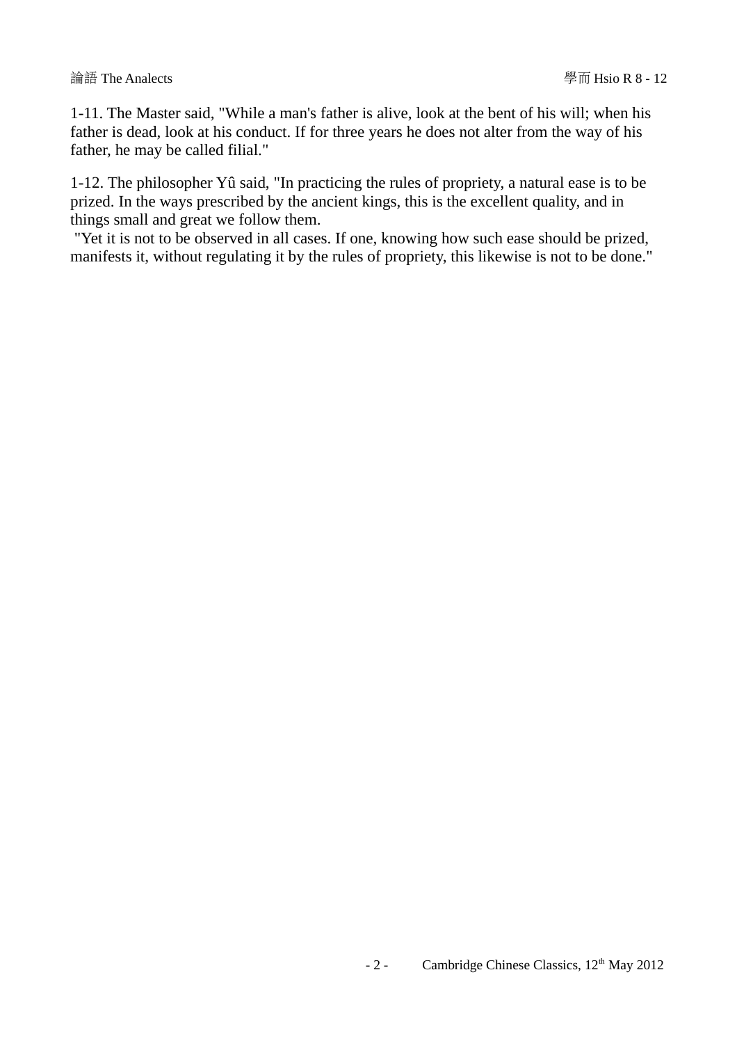1-11. The Master said, "While a man's father is alive, look at the bent of his will; when his father is dead, look at his conduct. If for three years he does not alter from the way of his father, he may be called filial."

1-12. The philosopher Yû said, "In practicing the rules of propriety, a natural ease is to be prized. In the ways prescribed by the ancient kings, this is the excellent quality, and in things small and great we follow them.

"Yet it is not to be observed in all cases. If one, knowing how such ease should be prized, manifests it, without regulating it by the rules of propriety, this likewise is not to be done."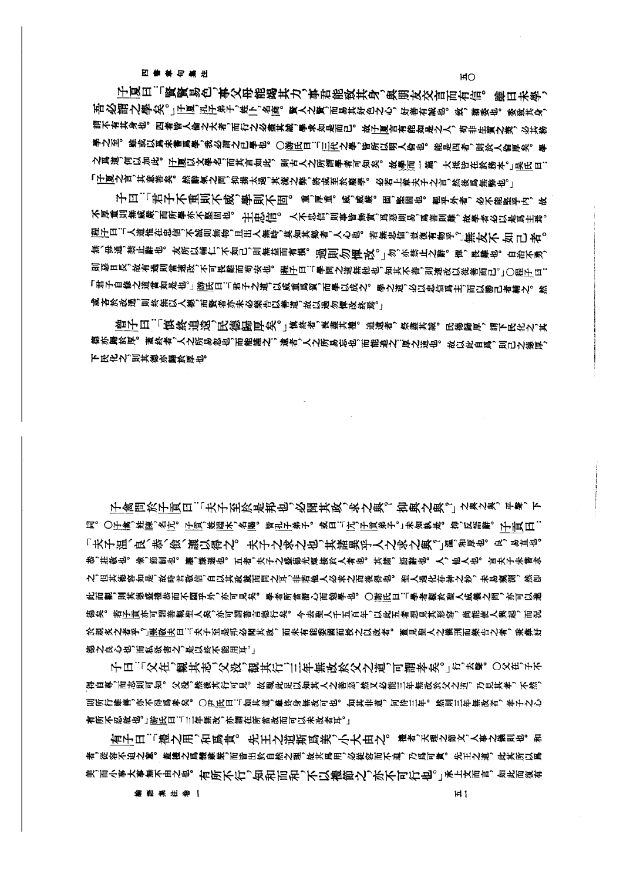子夏曰："賢賢易色，事父母能竭其力，事君能致其身，與朋友交言而有信。雖曰未學，吾必謂之學矣。"子夏，孔子弟子，姓卜，名商。賢人之賢，而易其好色之心，好善有誠也。致，猶委也。委致其身，謂不有其身也。四者皆人倫之大者，而行之必盡其誠，學求如是而已。故子夏言有能如是之人，苟非生質之美，必其務學之至。雖或以為未嘗為學，我必謂之已學也。○游氏曰："三代之學，皆所以明人倫也。能是四者，則於人倫厚矣。學之為道，何以加此。子夏以文學名，而其言如此，則古人之所謂學者可知矣。故學而一篇，大抵皆在於務本。"吳氏曰："子夏之言，其意善矣。然辭氣之間，抑揚太過，其流之弊，將或至於廢學。必若上章夫子之言，然後為無弊也。"

子曰："君子不重則不威，學則不固。重，厚重。威，威嚴。固，堅固也。輕乎外者，必不能堅乎內，故不厚重則無威嚴，而所學亦不堅固也。主忠信。人不忠信，則事皆無實，為惡則易，為善則難，故學者必以是為主焉。程子曰："人道惟在忠信，不誠則無物，且出入無時，莫知其鄉者，人心也。若無忠信，豈復有物乎？"無友不如己者。無、毋通，禁止辭也。友所以輔仁，不如己，則無益而有損。過則勿憚改。"勿，亦禁止之辭。憚，畏難也。自治不勇，則惡日長，故有過則當速改，不可畏難而苟安也。程子曰："學問之道無他，知其不善，則速改以從善而已。"○程子曰："君子自修之道當如是也。"游氏曰："君子之道，以威重為質，而學以成之。學之道，必以忠信為主，而以勝己者輔之。然或吝於改過，則終無以入德，而賢者亦未必樂告以善道，故以過勿憚改終焉。"

曾子曰："慎終追遠，民德歸厚矣。"慎終者，喪盡其禮。追遠者，祭盡其誠。民德歸厚，謂下民化之，其德亦歸於厚。蓋終者，人之所易忽也，而能謹之；遠者，人之所易忘也，而能追之：厚之道也。故以此自為，則己之德厚，下民化之，則其德亦歸於厚也。

子禽問於子貢曰："夫子至於是邦也，必聞其政，求之與？抑與之與？"之與之與，平聲，下同。○子禽，姓陳，名亢。子貢，姓端木，名賜。皆孔子弟子。或曰："亢，子貢弟子。"未知孰是。抑，反語辭。子貢曰："夫子溫、良、恭、儉、讓以得之。夫子之求之也，其諸異乎人之求之與？"溫，和厚也。良，易直也。恭，莊敬也。儉，節制也。讓，謙遜也。五者，夫子之盛德光輝接於人者也。其諸，語辭也。人，他人也。言夫子未嘗求之，但其德容如是，故時君敬信，自以其政就而問之耳，非若他人必求之而後得也。聖人過化存神之妙，未易窺測，然即此而觀，則其德盛禮恭而不願乎外，亦可見矣。學者所當潛心而勉學也。○謝氏曰："學者觀於聖人威儀之間，亦可以進德矣。若子貢亦可謂善觀聖人矣，亦可謂善言德行矣。今去聖人千五百年，以此五者想見其形容，尚能使人興起，而況於親炙之者乎？"張敬夫曰："夫子至是邦必聞其政，而未有能委國而授之以政者。蓋見聖人之儀刑而樂告之者，秉彝好德之良心也，而私欲害之，是以終不能用耳。"

子曰："父在，觀其志；父沒，觀其行；三年無改於父之道，可謂孝矣。"行，去聲。○父在，子不得自專，而志則可知。父沒，然後其行可見。故觀此足以知其人之善惡，然又必能三年無改於父之道，乃見其孝，不然，則所行雖善，亦不得為孝矣。○尹氏曰："如其道，雖終身無改可也。如其非道，何待三年。然則三年無改者，孝子之心有所不忍故也。"游氏曰："三年無改，亦謂在所當改而可以未改者耳。"

有子曰："禮之用，和為貴。先王之道斯為美，小大由之。禮者，天理之節文，人事之儀則也。和者，從容不迫之意。蓋禮之為體雖嚴，而皆出於自然之理，故其為用，必從容而不迫，乃為可貴。先王之道，此其所以為美，而小事大事無不由之也。有所不行，知和而和，不以禮節之，亦不可行也。"承上文而言，如此而復有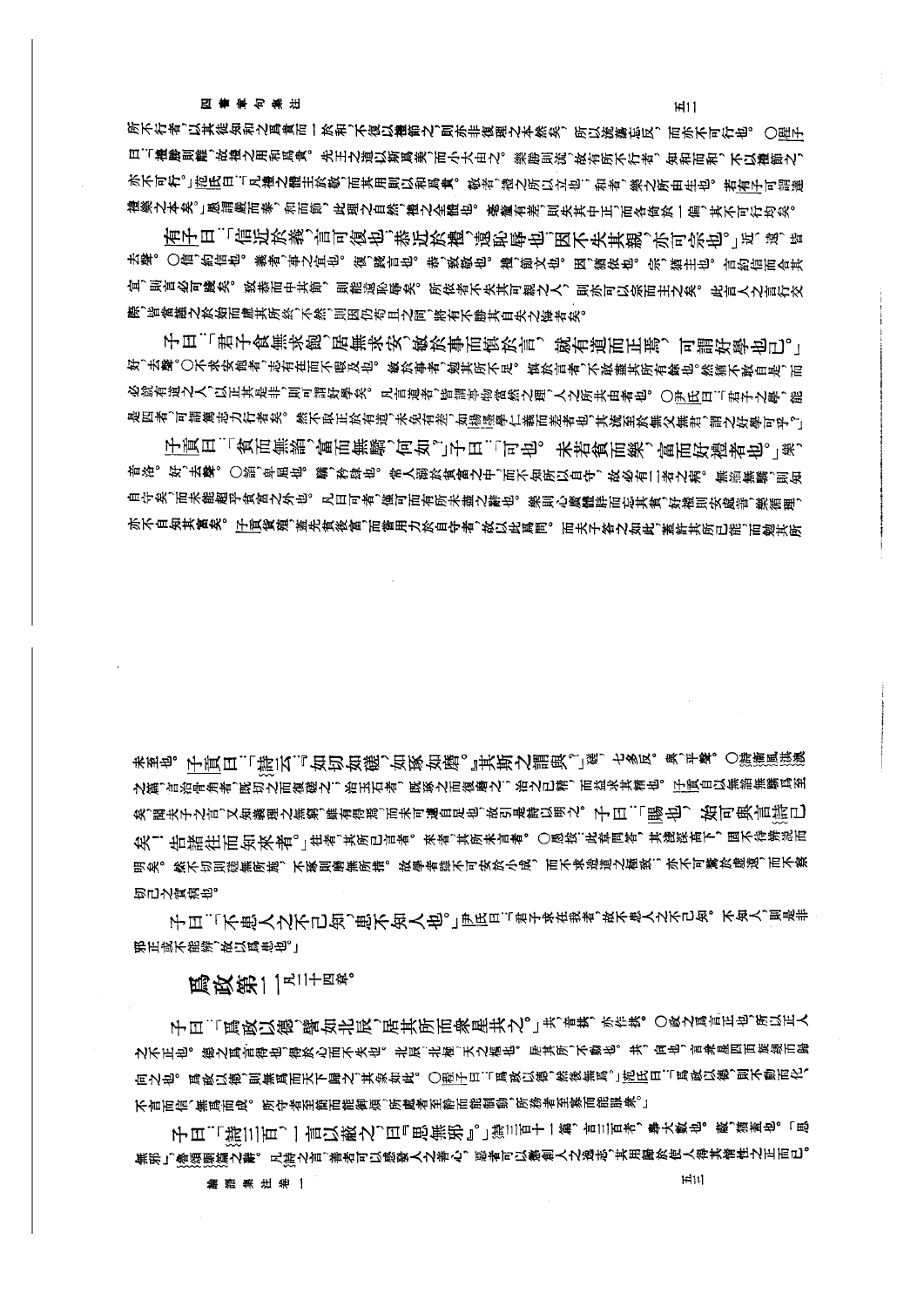所不行者，以其徒知和之為貴而一於和，不復以禮節之，則亦非復理之本然矣，所以流蕩忘反，而亦不可行也。○程子曰：「禮勝則離，故禮之用和為貴。先王之道以斯為美，而小大由之。樂勝則流，故有所不行者，知和而和，不以禮節之，亦不可行。」范氏曰：「凡禮之體主於敬，而其用則以和為貴。敬者，禮之所以立也；和者，樂之所由生也。若有子可謂達禮樂之本矣。」愚謂嚴而泰，和而節，此理之自然，禮之全體也。毫釐有差，則失其中正，而各倚於一偏，其不可行均矣。

有子曰：「信近於義，言可復也。恭近於禮，遠恥辱也。因不失其親，亦可宗也。」近、遠，皆去聲。○信，約信也。義者，事之宜也。復，踐言也。恭，致敬也。禮，節文也。因，猶依也。宗，猶主也。言約信而合其宜，則言必可踐矣。致恭而中其節，則能遠恥辱矣。所依者不失其可親之人，則亦可以宗而主之矣。此言人之言行交際，皆當謹之於始而慮其所終，不然，則因仍苟且之間，將有不勝其自失之悔者矣。

子曰：「君子食無求飽，居無求安，敏於事而慎於言，就有道而正焉，可謂好學也已。」好，去聲。○不求安飽者，志有在而不暇及也。敏於事者，勉其所不足。慎於言者，不敢盡其所有餘也。然猶不敢自是，而必就有道之人，以正其是非，則可謂好學矣。凡言道者，皆謂事物當然之理，人之所共由者也。○尹氏曰：「君子之學，能是四者，可謂篤志力行者矣。然不取正於有道，未免有差，如楊墨學仁義而差者也，其流至於無父無君，謂之好學可乎？」

子貢曰：「貧而無諂，富而無驕，何如？」子曰：「可也。未若貧而樂，富而好禮者也。」樂，音洛。好，去聲。○諂，卑屈也。驕，矜肆也。常人溺於貧富之中，而不知所以自守，故必有二者之病。無諂無驕，則知自守矣，而未能超乎貧富之外也。凡曰可者，僅可而有所未盡之辭也。樂則心廣體胖而忘其貧，好禮則安處善，樂循理，亦不自知其富矣。子貢貨殖，蓋先貧後富，而嘗用力於自守者，故以此為問。而夫子答之如此，蓋許其所已能，而勉其所未至也。

子貢曰：「詩云：『如切如磋，如琢如磨。』其斯之謂與？」磋，七多反。與，平聲。○詩衛風淇澳之篇，言治骨角者，既切之而復磋之；治玉石者，既琢之而復磨之；治之已精，而益求其精也。子貢自以無諂無驕為至矣，聞夫子之言，又知義理之無窮，雖有得焉，而未可遽自足也，故引是詩以明之。子曰：「賜也，始可與言詩已矣！告諸往而知來者。」往者，其所已言者。來者，其所未言者。○愚按：此章問答，其淺深高下，固不待辯說而明矣。然不切則磋無所施，不琢則磨無所措。故學者雖不可安於小成，而不求造道之極致；亦不可騖於虛遠，而不察切己之實病也。

子曰：「不患人之不己知，患不知人也。」尹氏曰：「君子求在我者，故不患人之不己知。不知人，則是非邪正或不能辨，故以為患也。」

## 為政第二　凡二十四章。

子曰：「為政以德，譬如北辰，居其所而眾星共之。」共，音拱，亦作拱。○政之為言正也，所以正人之不正也。德之為言得也，得於心而不失也。北辰，北極，天之樞也。居其所，不動也。共，向也，言眾星四面旋繞而歸向之也。為政以德，則無為而天下歸之，其象如此。○程子曰：「為政以德，然後無為。」范氏曰：「為政以德，則不動而化、不言而信、無為而成。所守者至簡而能御煩，所處者至靜而能制動，所務者至寡而能服眾。」

子曰：「詩三百，一言以蔽之，曰『思無邪』。」詩三百十一篇，言三百者，舉大數也。蔽，猶蓋也。「思無邪」，魯頌駉篇之辭。凡詩之言，善者可以感發人之善心，惡者可以懲創人之逸志，其用歸於使人得其情性之正而已。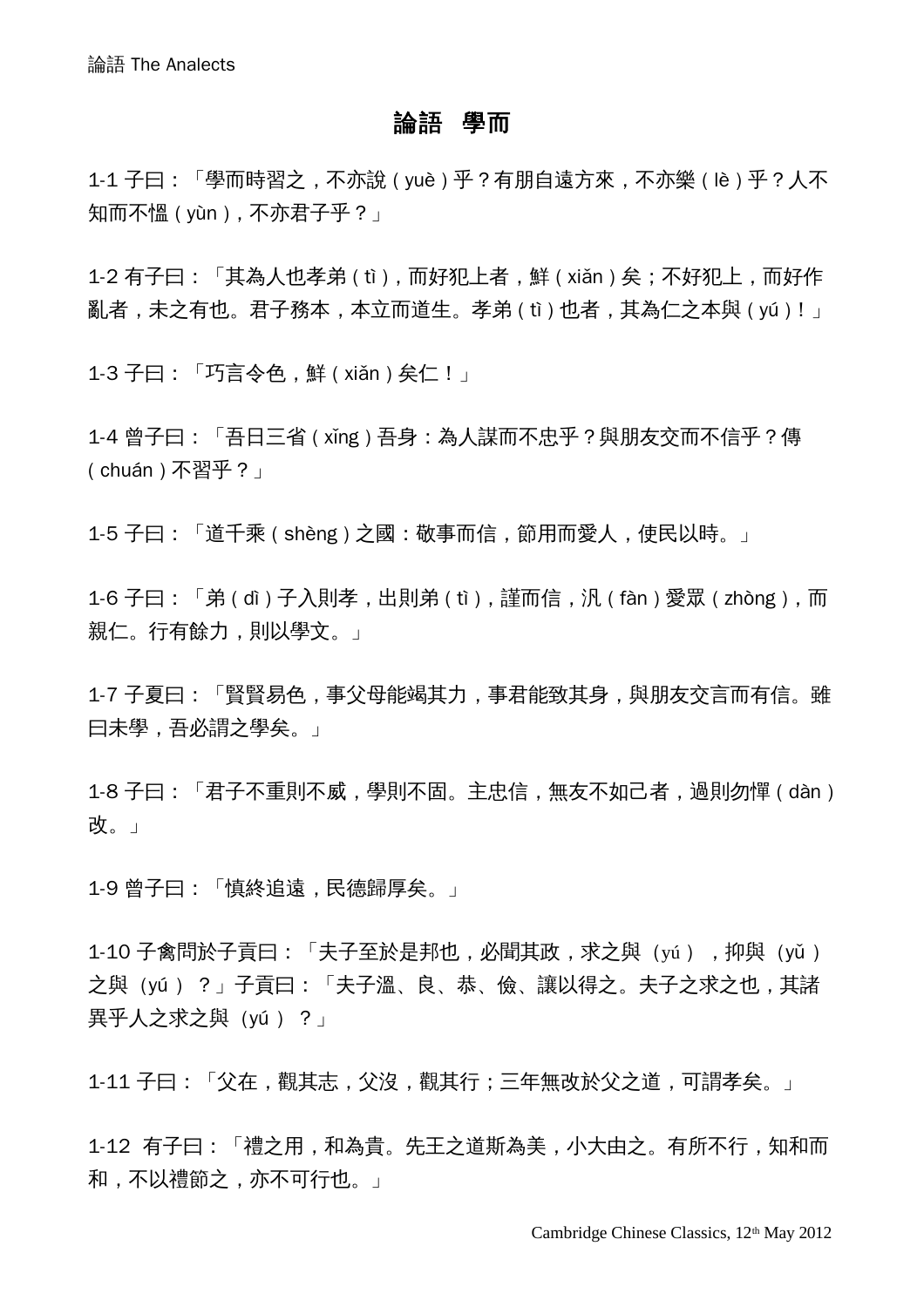# 論語　學而

1-1 子曰：「學而時習之，不亦說（yuè）乎？有朋自遠方來，不亦樂（lè）乎？人不知而不慍（yùn），不亦君子乎？」

1-2 有子曰：「其為人也孝弟（tì），而好犯上者，鮮（xiǎn）矣；不好犯上，而好作亂者，未之有也。君子務本，本立而道生。孝弟（tì）也者，其為仁之本與（yú）！」

1-3 子曰：「巧言令色，鮮（xiǎn）矣仁！」

1-4 曾子曰：「吾日三省（xǐng）吾身：為人謀而不忠乎？與朋友交而不信乎？傳（chuán）不習乎？」

1-5 子曰：「道千乘（shèng）之國：敬事而信，節用而愛人，使民以時。」

1-6 子曰：「弟（dì）子入則孝，出則弟（tì），謹而信，汎（fàn）愛眾（zhòng），而親仁。行有餘力，則以學文。」

1-7 子夏曰：「賢賢易色，事父母能竭其力，事君能致其身，與朋友交言而有信。雖曰未學，吾必謂之學矣。」

1-8 子曰：「君子不重則不威，學則不固。主忠信，無友不如己者，過則勿憚（dàn）改。」

1-9 曾子曰：「慎終追遠，民德歸厚矣。」

1-10 子禽問於子貢曰：「夫子至於是邦也，必聞其政，求之與（yú），抑與（yǔ）之與（yú）？」子貢曰：「夫子溫、良、恭、儉、讓以得之。夫子之求之也，其諸異乎人之求之與（yú）？」

1-11 子曰：「父在，觀其志，父沒，觀其行；三年無改於父之道，可謂孝矣。」

1-12 有子曰：「禮之用，和為貴。先王之道斯為美，小大由之。有所不行，知和而和，不以禮節之，亦不可行也。」